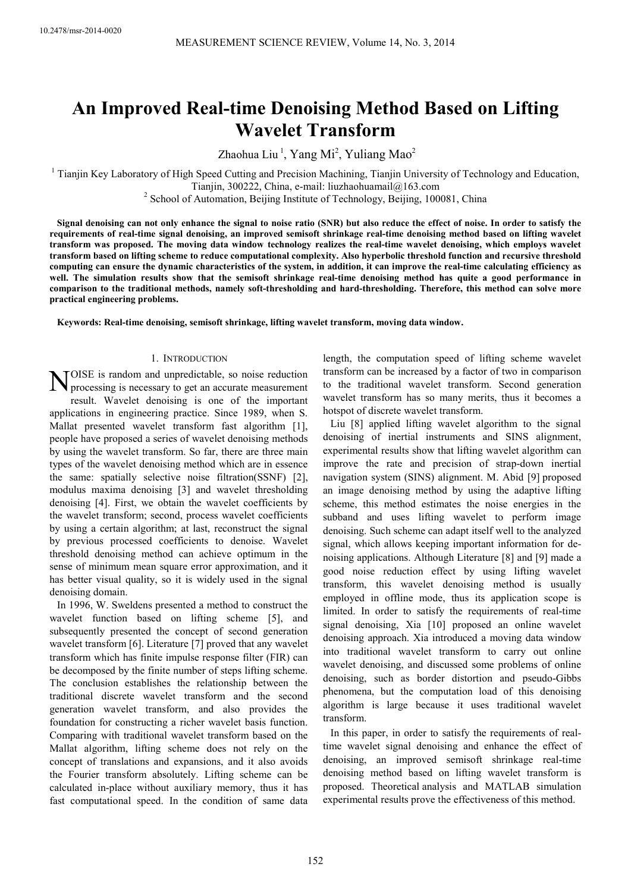# An Improved Real-time Denoising Method Based on Lifting Wavelet Transform

Zhaohua Liu [1], Yang Mi[2], Yuliang Mao[2]

[1] Tianjin Key Laboratory of High Speed Cutting and Precision Machining, Tianjin University of Technology and Education, Tianjin, 300222, China, e-mail: liuzhaohuamail@163.com

[2] School of Automation, Beijing Institute of Technology, Beijing, 100081, China

**Signal denoising can not only enhance the signal to noise ratio (SNR) but also reduce the effect of noise. In order to satisfy the requirements of real-time signal denoising, an improved semisoft shrinkage real-time denoising method based on lifting wavelet transform was proposed. The moving data window technology realizes the real-time wavelet denoising, which employs wavelet transform based on lifting scheme to reduce computational complexity. Also hyperbolic threshold function and recursive threshold computing can ensure the dynamic characteristics of the system, in addition, it can improve the real-time calculating efficiency as well. The simulation results show that the semisoft shrinkage real-time denoising method has quite a good performance in comparison to the traditional methods, namely soft-thresholding and hard-thresholding. Therefore, this method can solve more practical engineering problems.**

**Keywords: Real-time denoising, semisoft shrinkage, lifting wavelet transform, moving data window.**

## 1. Introduction

NOISE is random and unpredictable, so noise reduction processing is necessary to get an accurate measurement result. Wavelet denoising is one of the important applications in engineering practice. Since 1989, when S. Mallat presented wavelet transform fast algorithm [1], people have proposed a series of wavelet denoising methods by using the wavelet transform. So far, there are three main types of the wavelet denoising method which are in essence the same: spatially selective noise filtration(SSNF) [2], modulus maxima denoising [3] and wavelet thresholding denoising [4]. First, we obtain the wavelet coefficients by the wavelet transform; second, process wavelet coefficients by using a certain algorithm; at last, reconstruct the signal by previous processed coefficients to denoise. Wavelet threshold denoising method can achieve optimum in the sense of minimum mean square error approximation, and it has better visual quality, so it is widely used in the signal denoising domain.

In 1996, W. Sweldens presented a method to construct the wavelet function based on lifting scheme [5], and subsequently presented the concept of second generation wavelet transform [6]. Literature [7] proved that any wavelet transform which has finite impulse response filter (FIR) can be decomposed by the finite number of steps lifting scheme. The conclusion establishes the relationship between the traditional discrete wavelet transform and the second generation wavelet transform, and also provides the foundation for constructing a richer wavelet basis function. Comparing with traditional wavelet transform based on the Mallat algorithm, lifting scheme does not rely on the concept of translations and expansions, and it also avoids the Fourier transform absolutely. Lifting scheme can be calculated in-place without auxiliary memory, thus it has fast computational speed. In the condition of same data length, the computation speed of lifting scheme wavelet transform can be increased by a factor of two in comparison to the traditional wavelet transform. Second generation wavelet transform has so many merits, thus it becomes a hotspot of discrete wavelet transform.

Liu [8] applied lifting wavelet algorithm to the signal denoising of inertial instruments and SINS alignment, experimental results show that lifting wavelet algorithm can improve the rate and precision of strap-down inertial navigation system (SINS) alignment. M. Abid [9] proposed an image denoising method by using the adaptive lifting scheme, this method estimates the noise energies in the subband and uses lifting wavelet to perform image denoising. Such scheme can adapt itself well to the analyzed signal, which allows keeping important information for denoising applications. Although Literature [8] and [9] made a good noise reduction effect by using lifting wavelet transform, this wavelet denoising method is usually employed in offline mode, thus its application scope is limited. In order to satisfy the requirements of real-time signal denoising, Xia [10] proposed an online wavelet denoising approach. Xia introduced a moving data window into traditional wavelet transform to carry out online wavelet denoising, and discussed some problems of online denoising, such as border distortion and pseudo-Gibbs phenomena, but the computation load of this denoising algorithm is large because it uses traditional wavelet transform.

In this paper, in order to satisfy the requirements of real-time wavelet signal denoising and enhance the effect of denoising, an improved semisoft shrinkage real-time denoising method based on lifting wavelet transform is proposed. Theoretical analysis and MATLAB simulation experimental results prove the effectiveness of this method.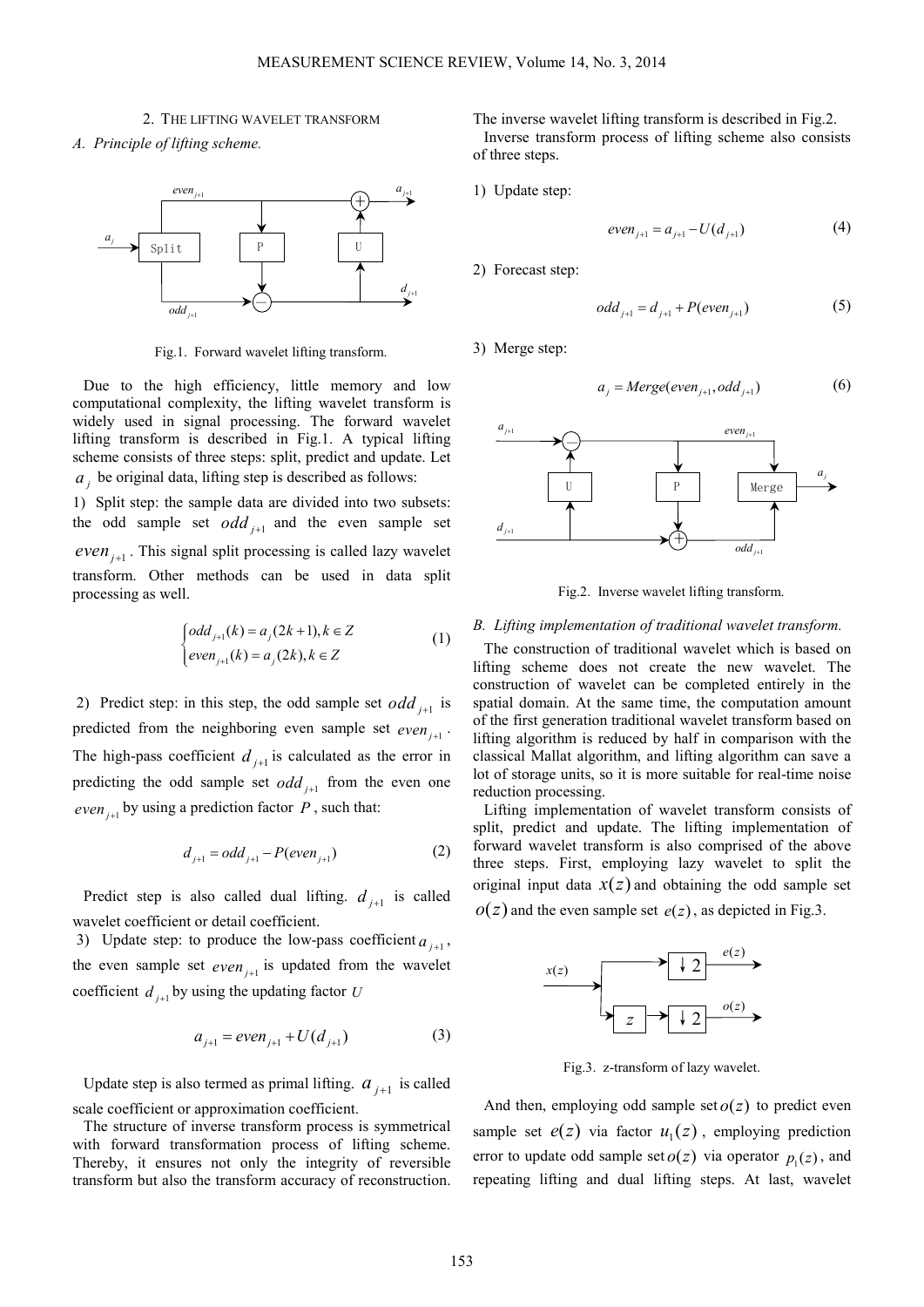## 2. The lifting wavelet transform

### A. Principle of lifting scheme.

Fig.1. Forward wavelet lifting transform.

Due to the high efficiency, little memory and low computational complexity, the lifting wavelet transform is widely used in signal processing. The forward wavelet lifting transform is described in Fig.1. A typical lifting scheme consists of three steps: split, predict and update. Let $a_j$ be original data, lifting step is described as follows:

1) Split step: the sample data are divided into two subsets: the odd sample set $odd_{j+1}$ and the even sample set $even_{j+1}$. This signal split processing is called lazy wavelet transform. Other methods can be used in data split processing as well.

$$\begin{cases} odd_{j+1}(k) = a_j(2k+1), k \in Z \\ even_{j+1}(k) = a_j(2k), k \in Z \end{cases} \tag{1}$$

2) Predict step: in this step, the odd sample set $odd_{j+1}$ is predicted from the neighboring even sample set $even_{j+1}$. The high-pass coefficient $d_{j+1}$ is calculated as the error in predicting the odd sample set $odd_{j+1}$ from the even one $even_{j+1}$ by using a prediction factor $P$, such that:

$$d_{j+1} = odd_{j+1} - P(even_{j+1}) \tag{2}$$

Predict step is also called dual lifting. $d_{j+1}$ is called wavelet coefficient or detail coefficient.

3) Update step: to produce the low-pass coefficient $a_{j+1}$, the even sample set $even_{j+1}$ is updated from the wavelet coefficient $d_{j+1}$ by using the updating factor $U$

$$a_{j+1} = even_{j+1} + U(d_{j+1}) \tag{3}$$

Update step is also termed as primal lifting. $a_{j+1}$ is called scale coefficient or approximation coefficient.

The structure of inverse transform process is symmetrical with forward transformation process of lifting scheme. Thereby, it ensures not only the integrity of reversible transform but also the transform accuracy of reconstruction. The inverse wavelet lifting transform is described in Fig.2.

Inverse transform process of lifting scheme also consists of three steps.

1) Update step:

$$even_{j+1} = a_{j+1} - U(d_{j+1}) \tag{4}$$

2) Forecast step:

$$odd_{j+1} = d_{j+1} + P(even_{j+1}) \tag{5}$$

3) Merge step:

$$a_j = Merge(even_{j+1}, odd_{j+1}) \tag{6}$$

Fig.2. Inverse wavelet lifting transform.

### B. Lifting implementation of traditional wavelet transform.

The construction of traditional wavelet which is based on lifting scheme does not create the new wavelet. The construction of wavelet can be completed entirely in the spatial domain. At the same time, the computation amount of the first generation traditional wavelet transform based on lifting algorithm is reduced by half in comparison with the classical Mallat algorithm, and lifting algorithm can save a lot of storage units, so it is more suitable for real-time noise reduction processing.

Lifting implementation of wavelet transform consists of split, predict and update. The lifting implementation of forward wavelet transform is also comprised of the above three steps. First, employing lazy wavelet to split the original input data $x(z)$ and obtaining the odd sample set $o(z)$ and the even sample set $e(z)$, as depicted in Fig.3.

Fig.3. z-transform of lazy wavelet.

And then, employing odd sample set $o(z)$ to predict even sample set $e(z)$ via factor $u_1(z)$, employing prediction error to update odd sample set $o(z)$ via operator $p_1(z)$, and repeating lifting and dual lifting steps. At last, wavelet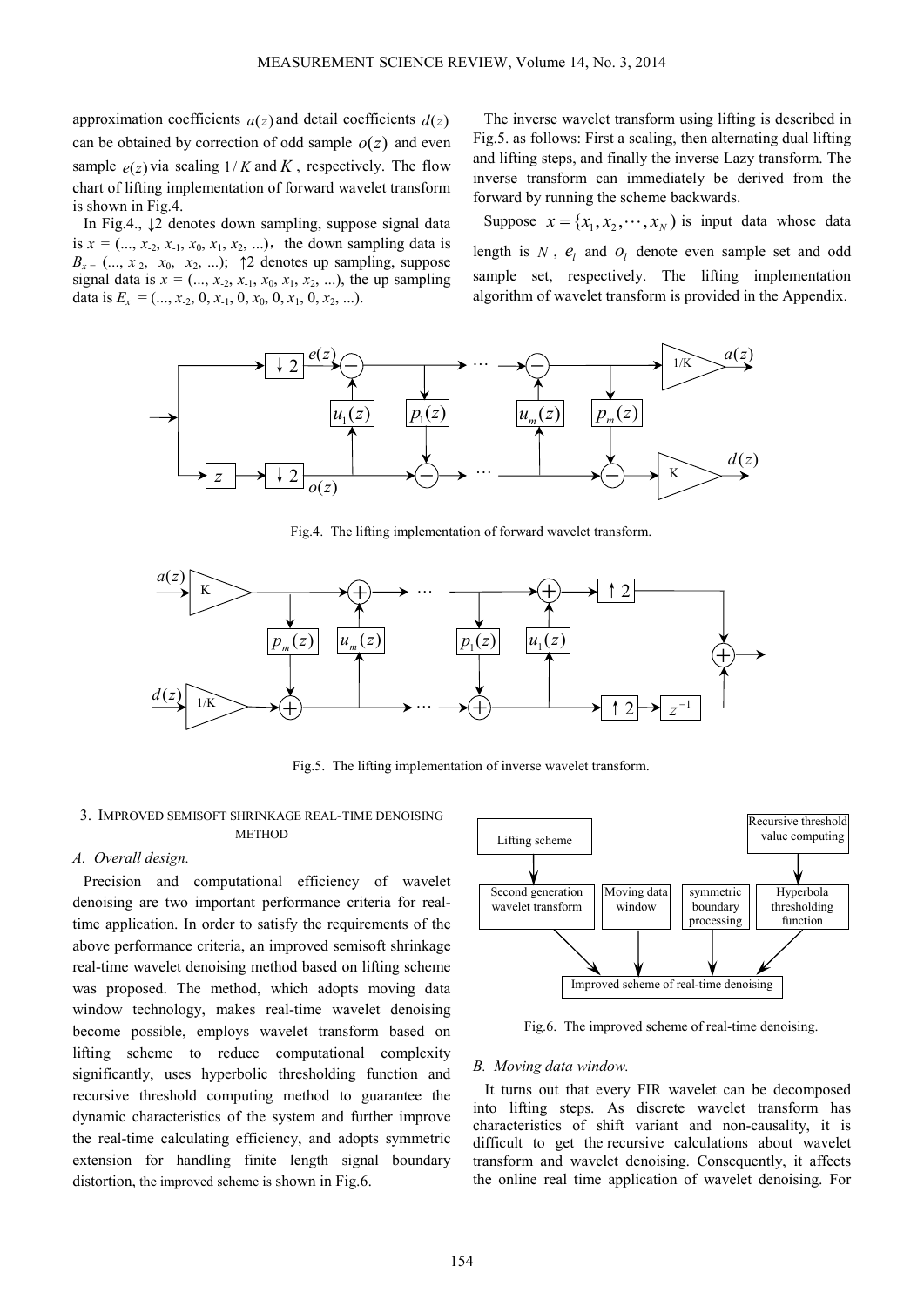approximation coefficients $a(z)$ and detail coefficients $d(z)$ can be obtained by correction of odd sample $o(z)$ and even sample $e(z)$ via scaling $1/K$ and $K$, respectively. The flow chart of lifting implementation of forward wavelet transform is shown in Fig.4.

In Fig.4., ↓2 denotes down sampling, suppose signal data is $x = (..., x_{-2}, x_{-1}, x_0, x_1, x_2, ...)$, the down sampling data is $B_x = (..., x_{-2}, x_0, x_2, ...)$; ↑2 denotes up sampling, suppose signal data is $x = (..., x_{-2}, x_{-1}, x_0, x_1, x_2, ...)$, the up sampling data is $E_x = (..., x_{-2}, 0, x_{-1}, 0, x_0, 0, x_1, 0, x_2, ...)$.

The inverse wavelet transform using lifting is described in Fig.5. as follows: First a scaling, then alternating dual lifting and lifting steps, and finally the inverse Lazy transform. The inverse transform can immediately be derived from the forward by running the scheme backwards.

Suppose $x = \{x_1, x_2, \cdots, x_N\}$ is input data whose data length is $N$, $e_l$ and $o_l$ denote even sample set and odd sample set, respectively. The lifting implementation algorithm of wavelet transform is provided in the Appendix.

Fig.4. The lifting implementation of forward wavelet transform.

Fig.5. The lifting implementation of inverse wavelet transform.

## 3. Improved semisoft shrinkage real-time denoising method

### A. Overall design.

Precision and computational efficiency of wavelet denoising are two important performance criteria for real-time application. In order to satisfy the requirements of the above performance criteria, an improved semisoft shrinkage real-time wavelet denoising method based on lifting scheme was proposed. The method, which adopts moving data window technology, makes real-time wavelet denoising become possible, employs wavelet transform based on lifting scheme to reduce computational complexity significantly, uses hyperbolic thresholding function and recursive threshold computing method to guarantee the dynamic characteristics of the system and further improve the real-time calculating efficiency, and adopts symmetric extension for handling finite length signal boundary distortion, the improved scheme is shown in Fig.6.

Fig.6. The improved scheme of real-time denoising.

### B. Moving data window.

It turns out that every FIR wavelet can be decomposed into lifting steps. As discrete wavelet transform has characteristics of shift variant and non-causality, it is difficult to get the recursive calculations about wavelet transform and wavelet denoising. Consequently, it affects the online real time application of wavelet denoising. For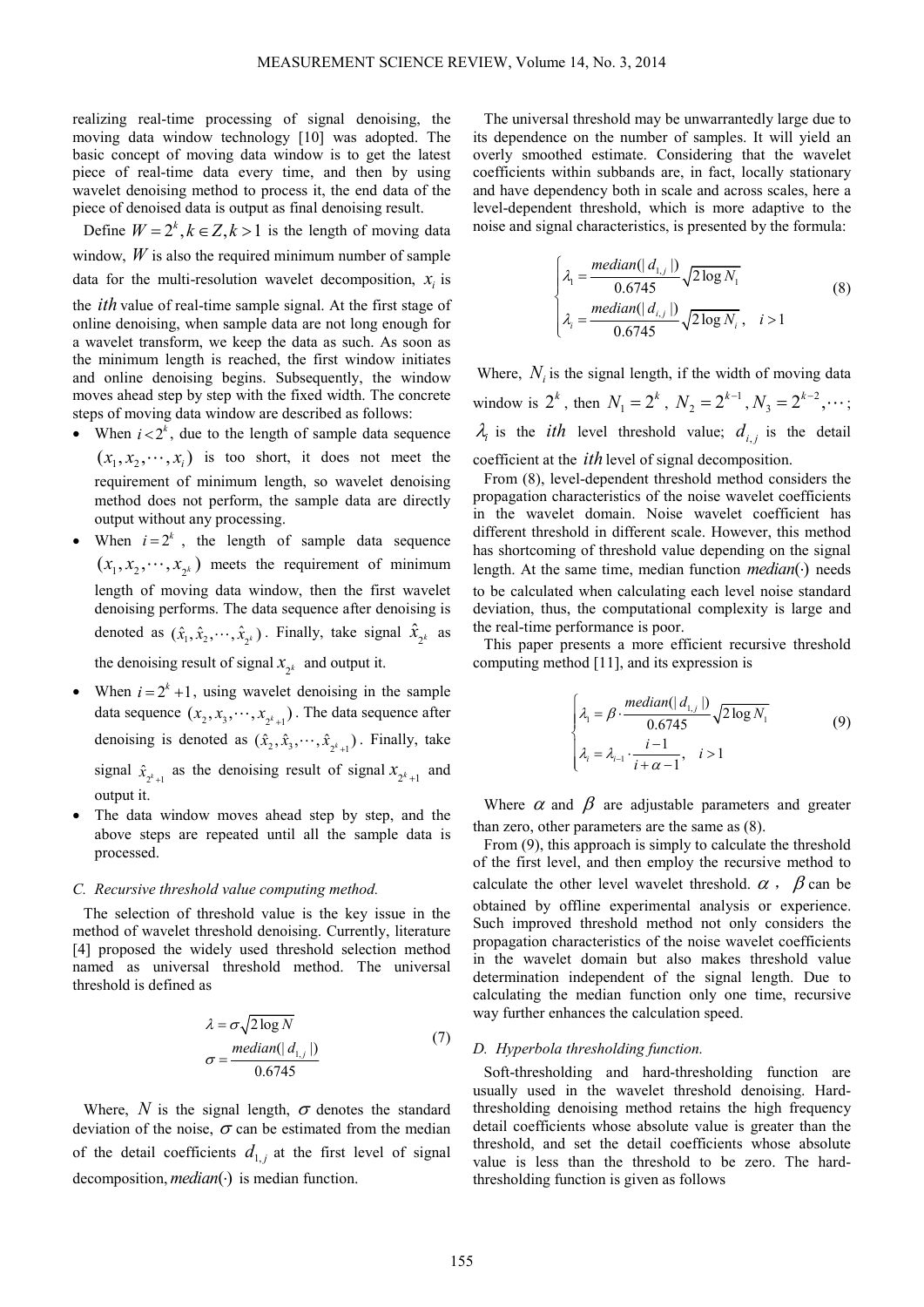realizing real-time processing of signal denoising, the moving data window technology [10] was adopted. The basic concept of moving data window is to get the latest piece of real-time data every time, and then by using wavelet denoising method to process it, the end data of the piece of denoised data is output as final denoising result.

Define $W = 2^k, k \in Z, k > 1$ is the length of moving data window, $W$ is also the required minimum number of sample data for the multi-resolution wavelet decomposition, $x_i$ is the $ith$ value of real-time sample signal. At the first stage of online denoising, when sample data are not long enough for a wavelet transform, we keep the data as such. As soon as the minimum length is reached, the first window initiates and online denoising begins. Subsequently, the window moves ahead step by step with the fixed width. The concrete steps of moving data window are described as follows:

- When $i < 2^k$, due to the length of sample data sequence $(x_1, x_2, \cdots, x_i)$ is too short, it does not meet the requirement of minimum length, so wavelet denoising method does not perform, the sample data are directly output without any processing.
- When $i = 2^k$, the length of sample data sequence $(x_1, x_2, \cdots, x_{2^k})$ meets the requirement of minimum length of moving data window, then the first wavelet denoising performs. The data sequence after denoising is denoted as $(\hat{x}_1, \hat{x}_2, \cdots, \hat{x}_{2^k})$. Finally, take signal $\hat{x}_{2^k}$ as the denoising result of signal $x_{2^k}$ and output it.
- When $i = 2^k + 1$, using wavelet denoising in the sample data sequence $(x_2, x_3, \cdots, x_{2^k+1})$. The data sequence after denoising is denoted as $(\hat{x}_2, \hat{x}_3, \cdots, \hat{x}_{2^k+1})$. Finally, take signal $\hat{x}_{2^k+1}$ as the denoising result of signal $x_{2^k+1}$ and output it.
- The data window moves ahead step by step, and the above steps are repeated until all the sample data is processed.

### C. Recursive threshold value computing method.

The selection of threshold value is the key issue in the method of wavelet threshold denoising. Currently, literature [4] proposed the widely used threshold selection method named as universal threshold method. The universal threshold is defined as

$$
\begin{aligned}
\lambda &= \sigma\sqrt{2\log N} \\
\sigma &= \frac{median(|d_{1,j}|)}{0.6745}
\end{aligned}
\tag{7}
$$

Where, $N$ is the signal length, $\sigma$ denotes the standard deviation of the noise, $\sigma$ can be estimated from the median of the detail coefficients $d_{1,j}$ at the first level of signal decomposition, $median(\cdot)$ is median function.

The universal threshold may be unwarrantedly large due to its dependence on the number of samples. It will yield an overly smoothed estimate. Considering that the wavelet coefficients within subbands are, in fact, locally stationary and have dependency both in scale and across scales, here a level-dependent threshold, which is more adaptive to the noise and signal characteristics, is presented by the formula:

$$
\begin{cases}
\lambda_1 = \dfrac{median(|d_{1,j}|)}{0.6745}\sqrt{2\log N_1} \\
\lambda_i = \dfrac{median(|d_{i,j}|)}{0.6745}\sqrt{2\log N_i}, \quad i > 1
\end{cases}
\tag{8}
$$

Where, $N_i$ is the signal length, if the width of moving data window is $2^k$, then $N_1 = 2^k$, $N_2 = 2^{k-1}, N_3 = 2^{k-2}, \cdots$; $\lambda_i$ is the $ith$ level threshold value; $d_{i,j}$ is the detail coefficient at the $ith$ level of signal decomposition.

From (8), level-dependent threshold method considers the propagation characteristics of the noise wavelet coefficients in the wavelet domain. Noise wavelet coefficient has different threshold in different scale. However, this method has shortcoming of threshold value depending on the signal length. At the same time, median function $median(\cdot)$ needs to be calculated when calculating each level noise standard deviation, thus, the computational complexity is large and the real-time performance is poor.

This paper presents a more efficient recursive threshold computing method [11], and its expression is

$$
\begin{cases}
\lambda_1 = \beta \cdot \dfrac{median(|d_{1,j}|)}{0.6745}\sqrt{2\log N_1} \\
\lambda_i = \lambda_{i-1} \cdot \dfrac{i-1}{i+\alpha-1}, \quad i > 1
\end{cases}
\tag{9}
$$

Where $\alpha$ and $\beta$ are adjustable parameters and greater than zero, other parameters are the same as (8).

From (9), this approach is simply to calculate the threshold of the first level, and then employ the recursive method to calculate the other level wavelet threshold. $\alpha$, $\beta$ can be obtained by offline experimental analysis or experience. Such improved threshold method not only considers the propagation characteristics of the noise wavelet coefficients in the wavelet domain but also makes threshold value determination independent of the signal length. Due to calculating the median function only one time, recursive way further enhances the calculation speed.

### D. Hyperbola thresholding function.

Soft-thresholding and hard-thresholding function are usually used in the wavelet threshold denoising. Hard-thresholding denoising method retains the high frequency detail coefficients whose absolute value is greater than the threshold, and set the detail coefficients whose absolute value is less than the threshold to be zero. The hard-thresholding function is given as follows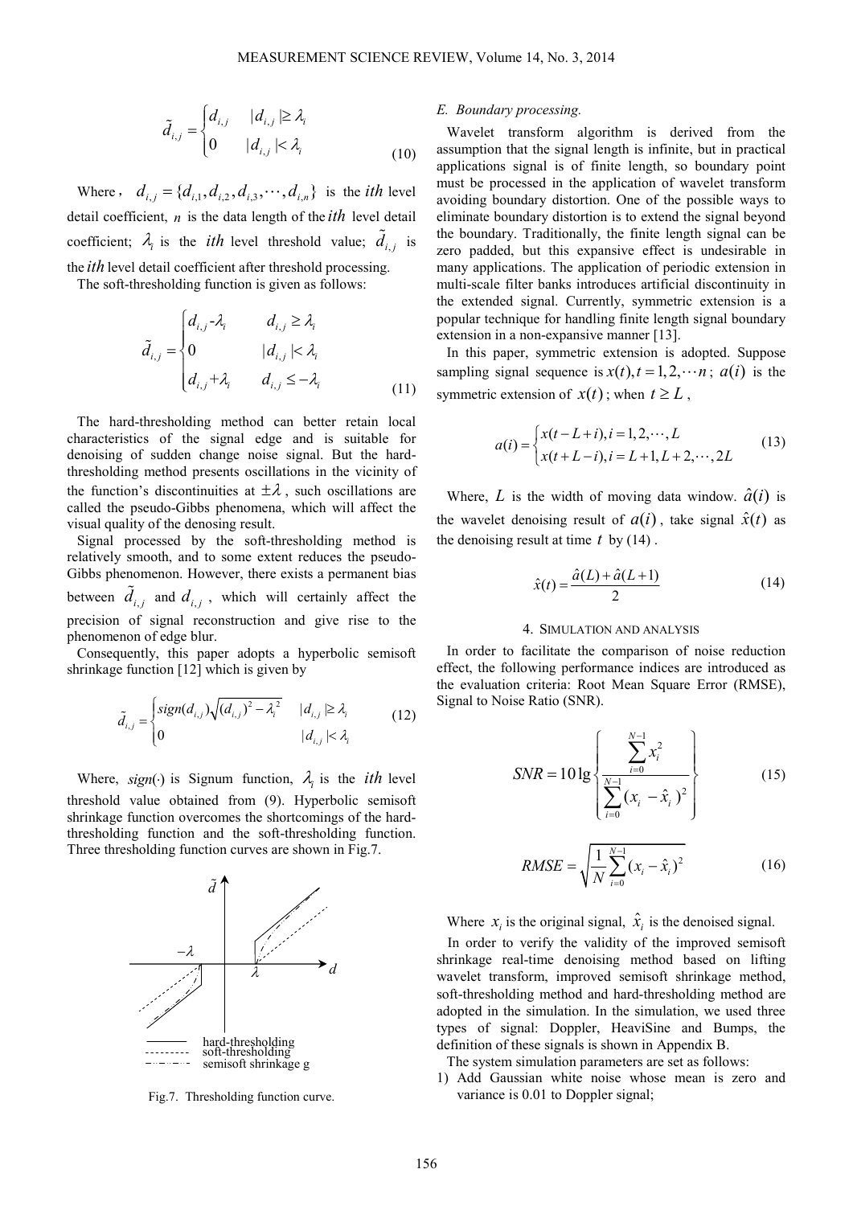$$\tilde{d}_{i,j} = \begin{cases} d_{i,j} & |d_{i,j}| \geq \lambda_i \\ 0 & |d_{i,j}| < \lambda_i \end{cases} \tag{10}$$

Where， $d_{i,j} = \{d_{i,1}, d_{i,2}, d_{i,3}, \cdots, d_{i,n}\}$ is the $ith$ level detail coefficient, $n$ is the data length of the $ith$ level detail coefficient; $\lambda_i$ is the $ith$ level threshold value; $\tilde{d}_{i,j}$ is the $ith$ level detail coefficient after threshold processing.

The soft-thresholding function is given as follows:

$$\tilde{d}_{i,j} = \begin{cases} d_{i,j} - \lambda_i & d_{i,j} \geq \lambda_i \\ 0 & |d_{i,j}| < \lambda_i \\ d_{i,j} + \lambda_i & d_{i,j} \leq -\lambda_i \end{cases} \tag{11}$$

The hard-thresholding method can better retain local characteristics of the signal edge and is suitable for denoising of sudden change noise signal. But the hard-thresholding method presents oscillations in the vicinity of the function's discontinuities at $\pm\lambda$, such oscillations are called the pseudo-Gibbs phenomena, which will affect the visual quality of the denosing result.

Signal processed by the soft-thresholding method is relatively smooth, and to some extent reduces the pseudo-Gibbs phenomenon. However, there exists a permanent bias between $\tilde{d}_{i,j}$ and $d_{i,j}$, which will certainly affect the precision of signal reconstruction and give rise to the phenomenon of edge blur.

Consequently, this paper adopts a hyperbolic semisoft shrinkage function [12] which is given by

$$\tilde{d}_{i,j} = \begin{cases} sign(d_{i,j})\sqrt{(d_{i,j})^2 - \lambda_i^2} & |d_{i,j}| \geq \lambda_i \\ 0 & |d_{i,j}| < \lambda_i \end{cases} \tag{12}$$

Where, $sign(\cdot)$ is Signum function, $\lambda_i$ is the $ith$ level threshold value obtained from (9). Hyperbolic semisoft shrinkage function overcomes the shortcomings of the hard-thresholding function and the soft-thresholding function. Three thresholding function curves are shown in Fig.7.

$\tilde{d}$

$-\lambda$

$\lambda$

$d$

hard-thresholding

soft-thresholding

semisoft shrinkage g

Fig.7. Thresholding function curve.

*E. Boundary processing.*

Wavelet transform algorithm is derived from the assumption that the signal length is infinite, but in practical applications signal is of finite length, so boundary point must be processed in the application of wavelet transform avoiding boundary distortion. One of the possible ways to eliminate boundary distortion is to extend the signal beyond the boundary. Traditionally, the finite length signal can be zero padded, but this expansive effect is undesirable in many applications. The application of periodic extension in multi-scale filter banks introduces artificial discontinuity in the extended signal. Currently, symmetric extension is a popular technique for handling finite length signal boundary extension in a non-expansive manner [13].

In this paper, symmetric extension is adopted. Suppose sampling signal sequence is $x(t), t = 1, 2, \cdots n$; $a(i)$ is the symmetric extension of $x(t)$; when $t \geq L$,

$$a(i) = \begin{cases} x(t - L + i), i = 1, 2, \cdots, L \\ x(t + L - i), i = L + 1, L + 2, \cdots, 2L \end{cases} \tag{13}$$

Where, $L$ is the width of moving data window. $\hat{a}(i)$ is the wavelet denoising result of $a(i)$, take signal $\hat{x}(t)$ as the denoising result at time $t$ by (14) .

$$\hat{x}(t) = \frac{\hat{a}(L) + \hat{a}(L+1)}{2} \tag{14}$$

## 4. Simulation and analysis

In order to facilitate the comparison of noise reduction effect, the following performance indices are introduced as the evaluation criteria: Root Mean Square Error (RMSE), Signal to Noise Ratio (SNR).

$$SNR = 10\lg\left\{\frac{\sum_{i=0}^{N-1} x_i^2}{\sum_{i=0}^{N-1} (x_i - \hat{x}_i)^2}\right\} \tag{15}$$

$$RMSE = \sqrt{\frac{1}{N}\sum_{i=0}^{N-1} (x_i - \hat{x}_i)^2} \tag{16}$$

Where $x_i$ is the original signal, $\hat{x}_i$ is the denoised signal.

In order to verify the validity of the improved semisoft shrinkage real-time denoising method based on lifting wavelet transform, improved semisoft shrinkage method, soft-thresholding method and hard-thresholding method are adopted in the simulation. In the simulation, we used three types of signal: Doppler, HeaviSine and Bumps, the definition of these signals is shown in Appendix B.

The system simulation parameters are set as follows:

1) Add Gaussian white noise whose mean is zero and variance is 0.01 to Doppler signal;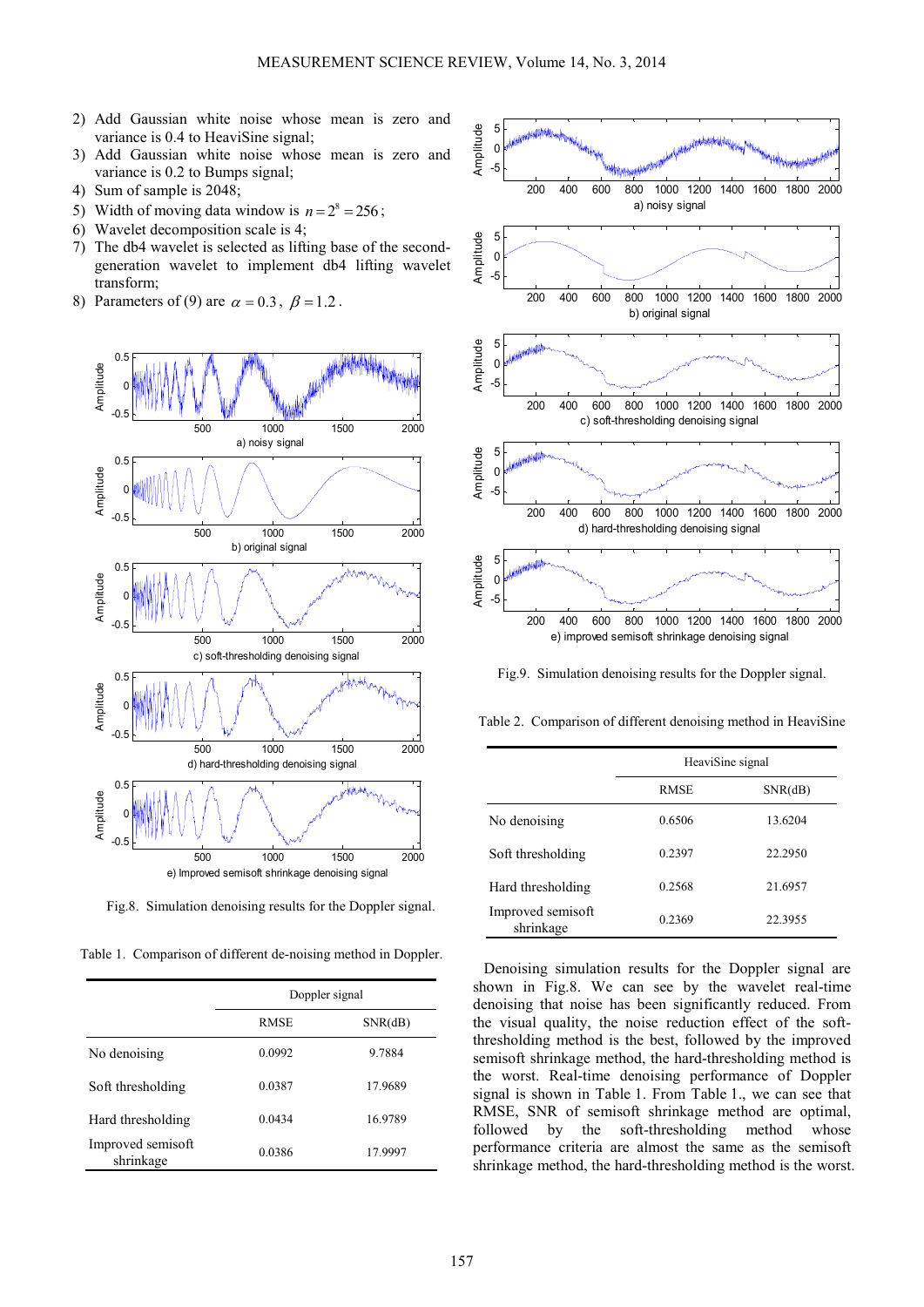2) Add Gaussian white noise whose mean is zero and variance is 0.4 to HeaviSine signal;
3) Add Gaussian white noise whose mean is zero and variance is 0.2 to Bumps signal;
4) Sum of sample is 2048;
5) Width of moving data window is $n = 2^8 = 256$;
6) Wavelet decomposition scale is 4;
7) The db4 wavelet is selected as lifting base of the second-generation wavelet to implement db4 lifting wavelet transform;
8) Parameters of (9) are $\alpha = 0.3$, $\beta = 1.2$.

Fig.8. Simulation denoising results for the Doppler signal.

Table 1. Comparison of different de-noising method in Doppler.

| | Doppler signal | |
|---|---|---|
| | RMSE | SNR(dB) |
| No denoising | 0.0992 | 9.7884 |
| Soft thresholding | 0.0387 | 17.9689 |
| Hard thresholding | 0.0434 | 16.9789 |
| Improved semisoft shrinkage | 0.0386 | 17.9997 |

Fig.9. Simulation denoising results for the Doppler signal.

Table 2. Comparison of different denoising method in HeaviSine

| | HeaviSine signal | |
|---|---|---|
| | RMSE | SNR(dB) |
| No denoising | 0.6506 | 13.6204 |
| Soft thresholding | 0.2397 | 22.2950 |
| Hard thresholding | 0.2568 | 21.6957 |
| Improved semisoft shrinkage | 0.2369 | 22.3955 |

Denoising simulation results for the Doppler signal are shown in Fig.8. We can see by the wavelet real-time denoising that noise has been significantly reduced. From the visual quality, the noise reduction effect of the soft-thresholding method is the best, followed by the improved semisoft shrinkage method, the hard-thresholding method is the worst. Real-time denoising performance of Doppler signal is shown in Table 1. From Table 1., we can see that RMSE, SNR of semisoft shrinkage method are optimal, followed by the soft-thresholding method whose performance criteria are almost the same as the semisoft shrinkage method, the hard-thresholding method is the worst.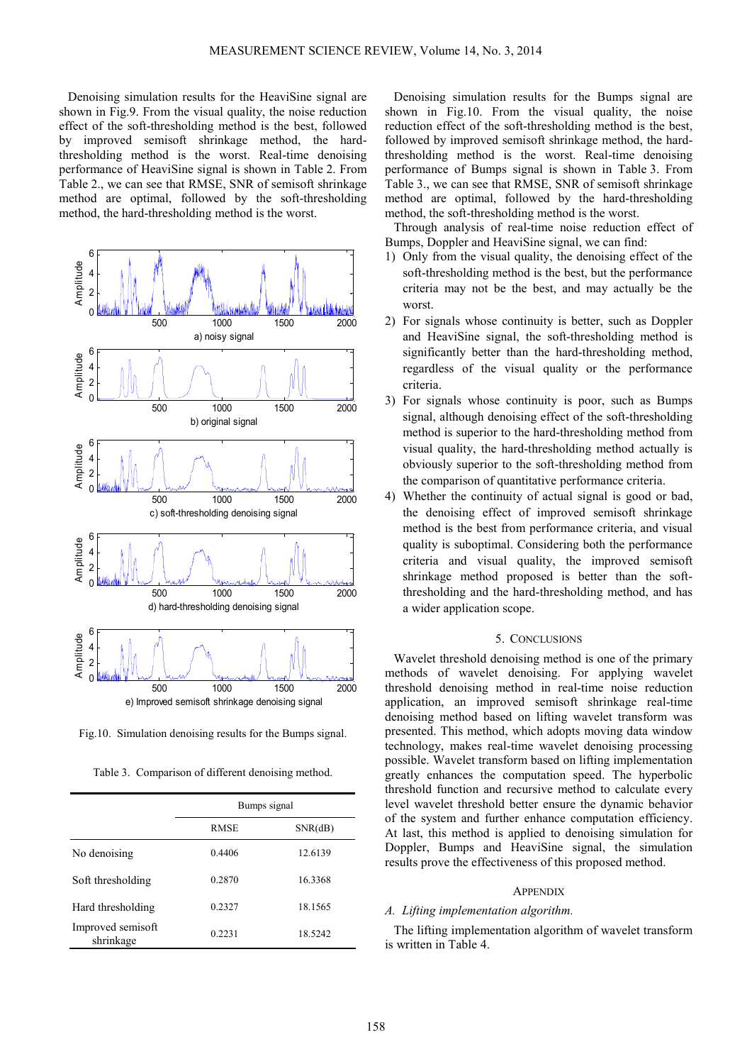Denoising simulation results for the HeaviSine signal are shown in Fig.9. From the visual quality, the noise reduction effect of the soft-thresholding method is the best, followed by improved semisoft shrinkage method, the hard-thresholding method is the worst. Real-time denoising performance of HeaviSine signal is shown in Table 2. From Table 2., we can see that RMSE, SNR of semisoft shrinkage method are optimal, followed by the soft-thresholding method, the hard-thresholding method is the worst.

Amplitude
6
4
2
0
500
1000
1500
2000
a) noisy signal

Amplitude
6
4
2
0
500
1000
1500
2000
b) original signal

Amplitude
6
4
2
0
500
1000
1500
2000
c) soft-thresholding denoising signal

Amplitude
6
4
2
0
500
1000
1500
2000
d) hard-thresholding denoising signal

Amplitude
6
4
2
0
500
1000
1500
2000
e) Improved semisoft shrinkage denoising signal

Fig.10. Simulation denoising results for the Bumps signal.

Table 3. Comparison of different denoising method.

| | Bumps signal | |
|---|---|---|
| | RMSE | SNR(dB) |
| No denoising | 0.4406 | 12.6139 |
| Soft thresholding | 0.2870 | 16.3368 |
| Hard thresholding | 0.2327 | 18.1565 |
| Improved semisoft shrinkage | 0.2231 | 18.5242 |

Denoising simulation results for the Bumps signal are shown in Fig.10. From the visual quality, the noise reduction effect of the soft-thresholding method is the best, followed by improved semisoft shrinkage method, the hard-thresholding method is the worst. Real-time denoising performance of Bumps signal is shown in Table 3. From Table 3., we can see that RMSE, SNR of semisoft shrinkage method are optimal, followed by the hard-thresholding method, the soft-thresholding method is the worst.

Through analysis of real-time noise reduction effect of Bumps, Doppler and HeaviSine signal, we can find:

1) Only from the visual quality, the denoising effect of the soft-thresholding method is the best, but the performance criteria may not be the best, and may actually be the worst.
2) For signals whose continuity is better, such as Doppler and HeaviSine signal, the soft-thresholding method is significantly better than the hard-thresholding method, regardless of the visual quality or the performance criteria.
3) For signals whose continuity is poor, such as Bumps signal, although denoising effect of the soft-thresholding method is superior to the hard-thresholding method from visual quality, the hard-thresholding method actually is obviously superior to the soft-thresholding method from the comparison of quantitative performance criteria.
4) Whether the continuity of actual signal is good or bad, the denoising effect of improved semisoft shrinkage method is the best from performance criteria, and visual quality is suboptimal. Considering both the performance criteria and visual quality, the improved semisoft shrinkage method proposed is better than the soft-thresholding and the hard-thresholding method, and has a wider application scope.

## 5. Conclusions

Wavelet threshold denoising method is one of the primary methods of wavelet denoising. For applying wavelet threshold denoising method in real-time noise reduction application, an improved semisoft shrinkage real-time denoising method based on lifting wavelet transform was presented. This method, which adopts moving data window technology, makes real-time wavelet denoising processing possible. Wavelet transform based on lifting implementation greatly enhances the computation speed. The hyperbolic threshold function and recursive method to calculate every level wavelet threshold better ensure the dynamic behavior of the system and further enhance computation efficiency. At last, this method is applied to denoising simulation for Doppler, Bumps and HeaviSine signal, the simulation results prove the effectiveness of this proposed method.

## Appendix

### *A. Lifting implementation algorithm.*

The lifting implementation algorithm of wavelet transform is written in Table 4.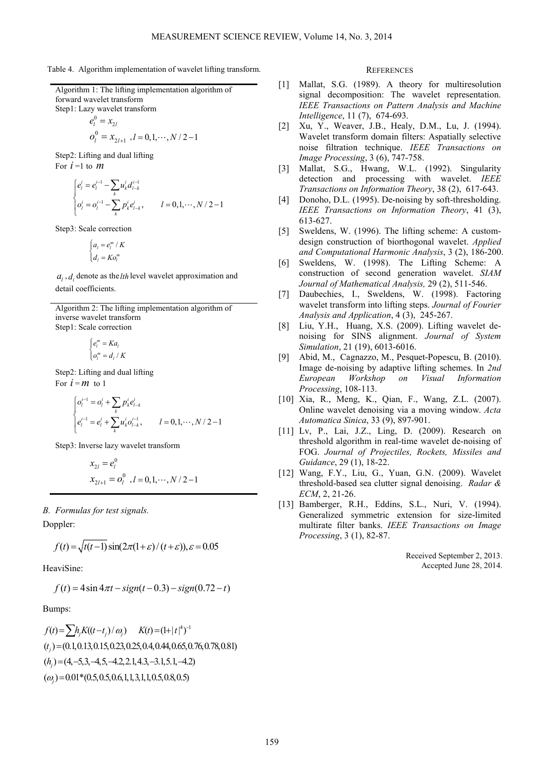Table 4. Algorithm implementation of wavelet lifting transform.

Algorithm 1: The lifting implementation algorithm of forward wavelet transform

Step1: Lazy wavelet transform

$$e_l^0 = x_{2l}$$

$$o_l^0 = x_{2l+1} \ , l = 0,1,\cdots,N/2-1$$

Step2: Lifting and dual lifting

For $i$ =1 to $m$

$$\begin{cases} e_l^i = e_l^{i-1} - \sum_k u_k^i d_{l-k}^{i-1} \\ o_l^i = o_l^{i-1} - \sum_k p_k^i e_{l-k}^i, \qquad l = 0,1,\cdots,N/2-1 \end{cases}$$

Step3: Scale correction

$$\begin{cases} a_l = e_l^m / K \\ d_l = K o_l^m \end{cases}$$

$a_l, d_l$ denote as the $lth$ level wavelet approximation and detail coefficients.

Algorithm 2: The lifting implementation algorithm of inverse wavelet transform

Step1: Scale correction

$$\begin{cases} e_l^m = K a_l \\ o_l^m = d_l / K \end{cases}$$

Step2: Lifting and dual lifting

For $i = m$ to 1

$$\begin{cases} o_l^{i-1} = o_l^i + \sum_k p_k^i e_{l-k}^i \\ e_l^{i-1} = e_l^i + \sum_k u_k^i o_{l-k}^{i-1}, \qquad l = 0,1,\cdots,N/2-1 \end{cases}$$

Step3: Inverse lazy wavelet transform

$$x_{2l} = e_l^0$$

$$x_{2l+1} = o_l^0 \ , l = 0,1,\cdots,N/2-1$$

*B. Formulas for test signals.*

Doppler:

$$f(t) = \sqrt{t(t-1)}\sin(2\pi(1+\varepsilon)/(t+\varepsilon)), \varepsilon = 0.05$$

HeaviSine:

$$f(t) = 4\sin 4\pi t - sign(t-0.3) - sign(0.72-t)$$

Bumps:

$$f(t) = \sum h_j K((t-t_j)/\omega_j) \qquad K(t) = (1+|t|^4)^{-1}$$

$$(t_j) = (0.1, 0.13, 0.15, 0.23, 0.25, 0.4, 0.44, 0.65, 0.76, 0.78, 0.81)$$

$$(h_j) = (4, -5, 3, -4, 5, -4.2, 2.1, 4.3, -3.1, 5.1, -4.2)$$

$$(\omega_j) = 0.01*(0.5, 0.5, 0.6, 1, 1, 3, 1, 1, 0.5, 0.8, 0.5)$$

## REFERENCES

[1] Mallat, S.G. (1989). A theory for multiresolution signal decomposition: The wavelet representation. *IEEE Transactions on Pattern Analysis and Machine Intelligence*, 11 (7), 674-693.

[2] Xu, Y., Weaver, J.B., Healy, D.M., Lu, J. (1994). Wavelet transform domain filters: Aspatially selective noise filtration technique. *IEEE Transactions on Image Processing*, 3 (6), 747-758.

[3] Mallat, S.G., Hwang, W.L. (1992). Singularity detection and processing with wavelet. *IEEE Transactions on Information Theory*, 38 (2), 617-643.

[4] Donoho, D.L. (1995). De-noising by soft-thresholding. *IEEE Transactions on Information Theory*, 41 (3), 613-627.

[5] Sweldens, W. (1996). The lifting scheme: A custom-design construction of biorthogonal wavelet. *Applied and Computational Harmonic Analysis*, 3 (2), 186-200.

[6] Sweldens, W. (1998). The Lifting Scheme: A construction of second generation wavelet. *SIAM Journal of Mathematical Analysis,* 29 (2), 511-546.

[7] Daubechies, I., Sweldens, W. (1998). Factoring wavelet transform into lifting steps. *Journal of Fourier Analysis and Application*, 4 (3), 245-267.

[8] Liu, Y.H., Huang, X.S. (2009). Lifting wavelet de-noising for SINS alignment. *Journal of System Simulation*, 21 (19), 6013-6016.

[9] Abid, M., Cagnazzo, M., Pesquet-Popescu, B. (2010). Image de-noising by adaptive lifting schemes. In *2nd European Workshop on Visual Information Processing*, 108-113.

[10] Xia, R., Meng, K., Qian, F., Wang, Z.L. (2007). Online wavelet denoising via a moving window. *Acta Automatica Sinica*, 33 (9), 897-901.

[11] Lv, P., Lai, J.Z., Ling, D. (2009). Research on threshold algorithm in real-time wavelet de-noising of FOG. *Journal of Projectiles, Rockets, Missiles and Guidance*, 29 (1), 18-22.

[12] Wang, F.Y., Liu, G., Yuan, G.N. (2009). Wavelet threshold-based sea clutter signal denoising. *Radar & ECM*, 2, 21-26.

[13] Bamberger, R.H., Eddins, S.L., Nuri, V. (1994). Generalized symmetric extension for size-limited multirate filter banks. *IEEE Transactions on Image Processing*, 3 (1), 82-87.

Received September 2, 2013.
Accepted June 28, 2014.